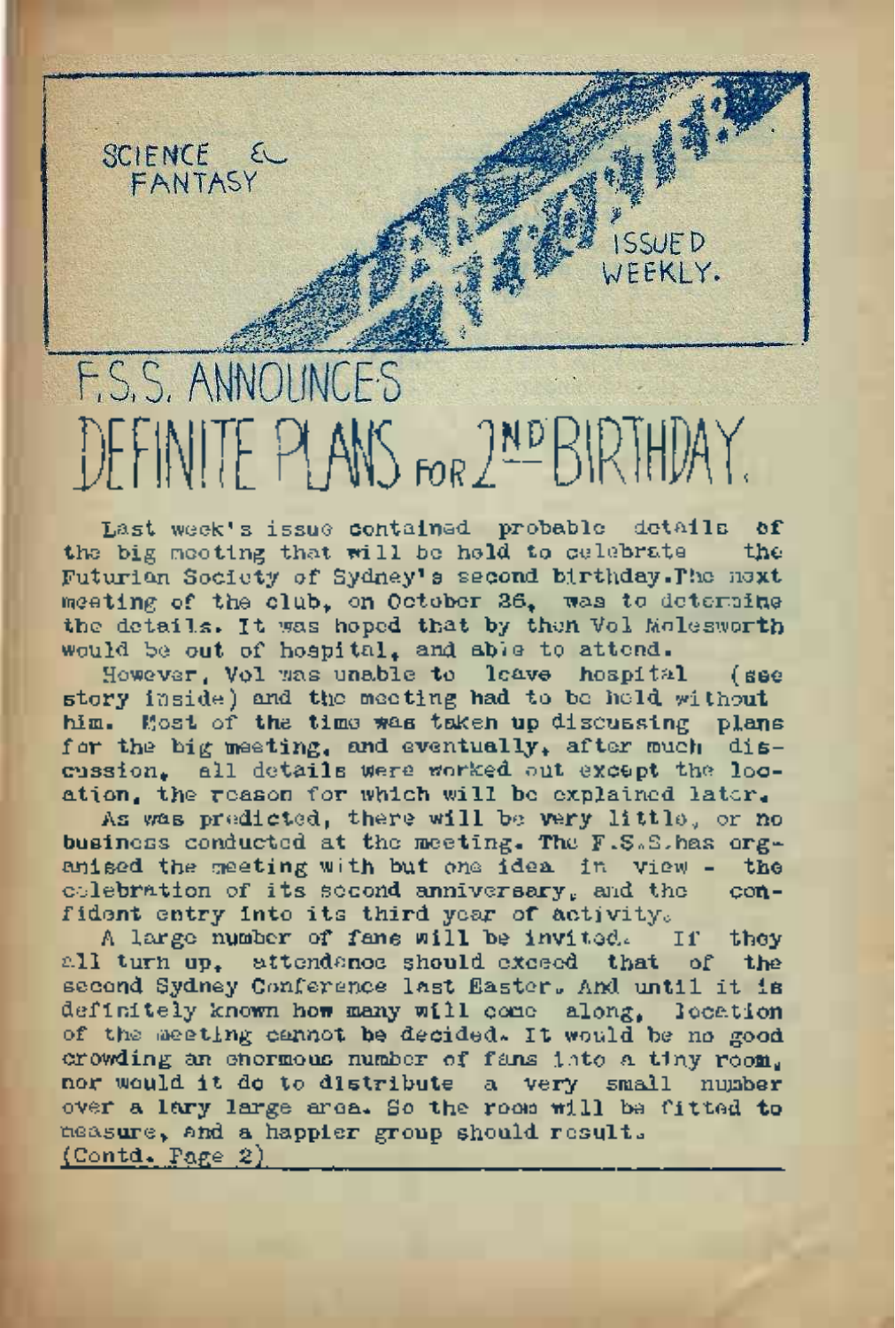SCIENCE & FANTASY

ISSUED WEEKLY.

# F.S.S. ANNOUNCES DEFINITE PLANS FOR 2ND BIRTHDAY.

Last week's issue contained probable details of the big meeting that will be held to celebrate the Futurian Society of Sydney's second birthday. The next meeting of the club, on October 26, was to determine the details. It was hoped that by then Vol Molesworth would be out of hospital, and able to attend.

However, Vol was unable to leave hospital (see story inside) and the meeting had to be held without him. Most of the time was taken up discussing plans for the big meeting, and eventually, after much discussion, all details were worked out except the location, the reason for which will be explained later.

As was predicted, there will be very little, or no business conducted at the meeting. The F.S.S. has organised the meeting with but one idea in view - the celebration of its second anniversary, and the confident entry into its third year of activity.

A large number of fans will be invited. If they all turn up, attendance should exceed that of the second Sydney Conference last Easter. And until it is definitely known how many will come along, location of the meeting cannot be decided. It would be no good crowding an enormous number of fans into a tiny room, nor would it do to distribute a very small number over a lary large area. So the room will be fitted to measure, and a happier group should result.

(Contd. Page 2)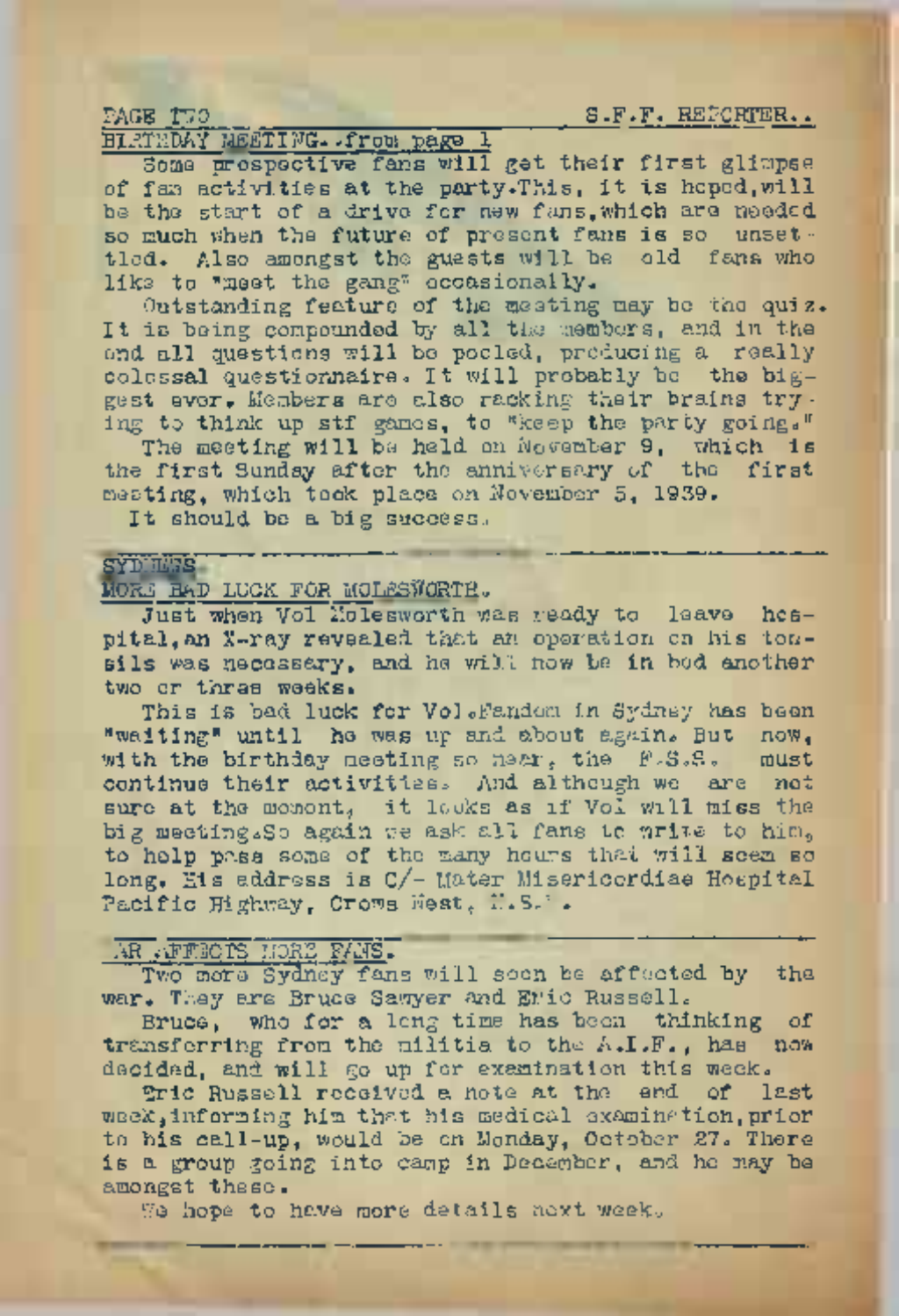## BIRTHDAY MEETING..from page 1

Some prospective fans will get their first glimpse of fan activities at the party.This, it is hoped,will be the start of a drive for new fans,which are needed so much when the future of present fans is so unsettled. Also amongst the guests will be old fans who like to "meet the gang" occasionally.

Outstanding feature of the meeting may be the quiz. It is being compounded by all the members, and in the end all questions will be pooled, producing a really colossal questionnaire. It will probably be the biggest ever. Members are also racking their brains trying to think up stf games, to "keep the party going."

The meeting will be held on November 9, which is the first Sunday after the anniversary of the first meeting, which took place on November 5, 1939.

It should be a big success.

---

SYDNEY

## MORE BAD LUCK FOR MOLESWORTH.

Just when Vol Molesworth was ready to leave hospital,an X-ray revealed that an operation on his tonsils was necessary, and he will now be in bed another two or three weeks.

This is bad luck for Vol.Fandom in Sydney has been "waiting" until he was up and about again. But now, with the birthday meeting so near, the F.S.S. must continue their activities. And although we are not sure at the moment, it looks as if Vol will miss the big meeting.So again we ask all fans to write to him, to help pass some of the many hours that will seem so long. His address is C/- Mater Misericordiae Hospital Pacific Highway, Crows Nest, N.S.W.

---

## WAR AFFECTS MORE FANS.

Two more Sydney fans will soon be affected by the war. They are Bruce Sawyer and Eric Russell.

Bruce, who for a long time has been thinking of transferring from the militia to the A.I.F., has now decided, and will go up for examination this week.

Eric Russell received a note at the end of last week,informing him that his medical examination,prior to his call-up, would be on Monday, October 27. There is a group going into camp in December, and he may be amongst these.

We hope to have more details next week.

---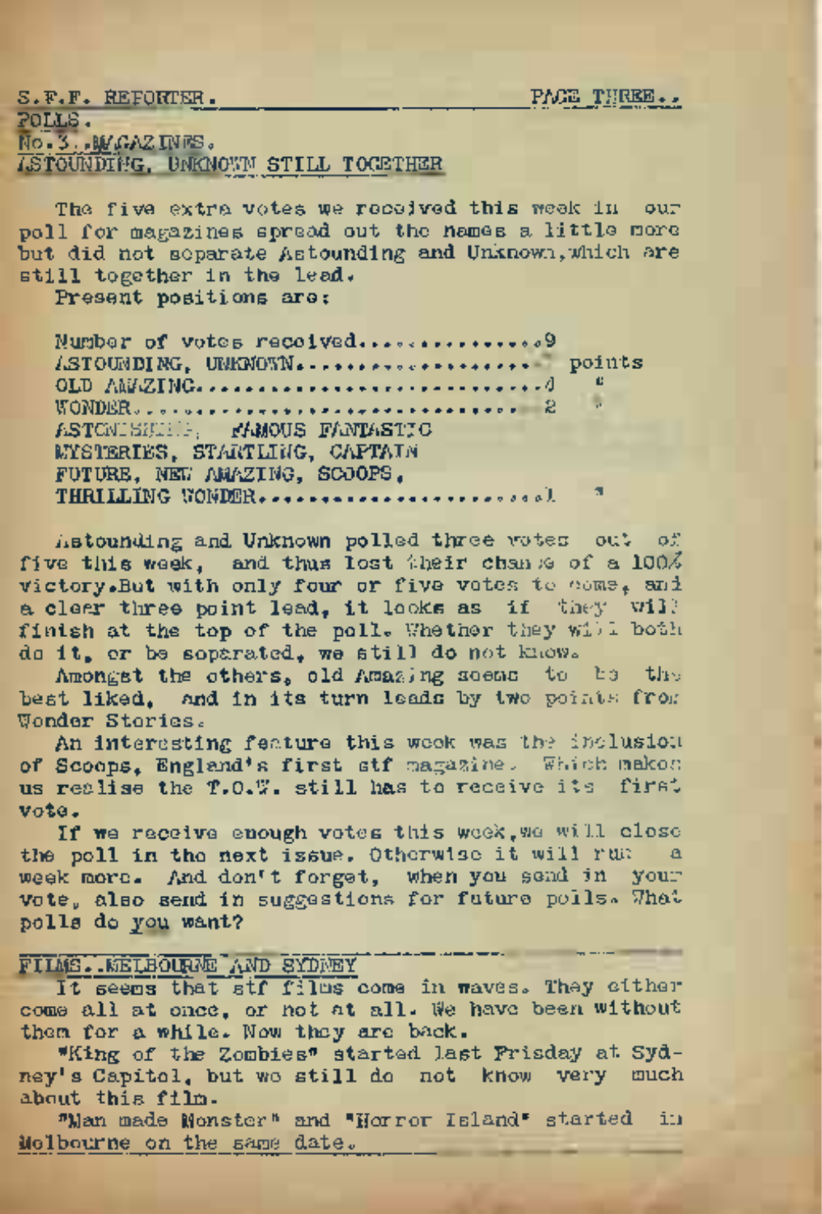POLLS.
No.3..MAGAZINES.
ASTOUNDING, UNKNOWN STILL TOGETHER

The five extra votes we received this week in our poll for magazines spread out the names a little more but did not separate Astounding and Unknown, which are still together in the lead.

Present positions are:

Number of votes received.................9
ASTOUNDING, UNKNOWN.................. points
OLD AMAZING.............................4 "
WONDER..................................2 "
ASTONISHING, FAMOUS FANTASTIC
MYSTERIES, STARTLING, CAPTAIN
FUTURE, NEW AMAZING, SCOOPS,
THRILLING WONDER........................1 "

Astounding and Unknown polled three votes out of five this week, and thus lost their chance of a 100% victory. But with only four or five votes to come, and a clear three point lead, it looks as if they will finish at the top of the poll. Whether they will both do it, or be separated, we still do not know.

Amongst the others, old Amazing seems to be the best liked, and in its turn leads by two points from Wonder Stories.

An interesting feature this week was the inclusion of Scoops, England's first stf magazine. Which makes us realise the T.O.W. still has to receive its first vote.

If we receive enough votes this week, we will close the poll in the next issue. Otherwise it will run a week more. And don't forget, when you send in your vote, also send in suggestions for future polls. What polls do you want?

---

FILMS..MELBOURNE AND SYDNEY

It seems that stf films come in waves. They either come all at once, or not at all. We have been without them for a while. Now they are back.

"King of the Zombies" started last Frisday at Sydney's Capitol, but we still do not know very much about this film.

"Man made Monster" and "Horror Island" started in Melbourne on the same date.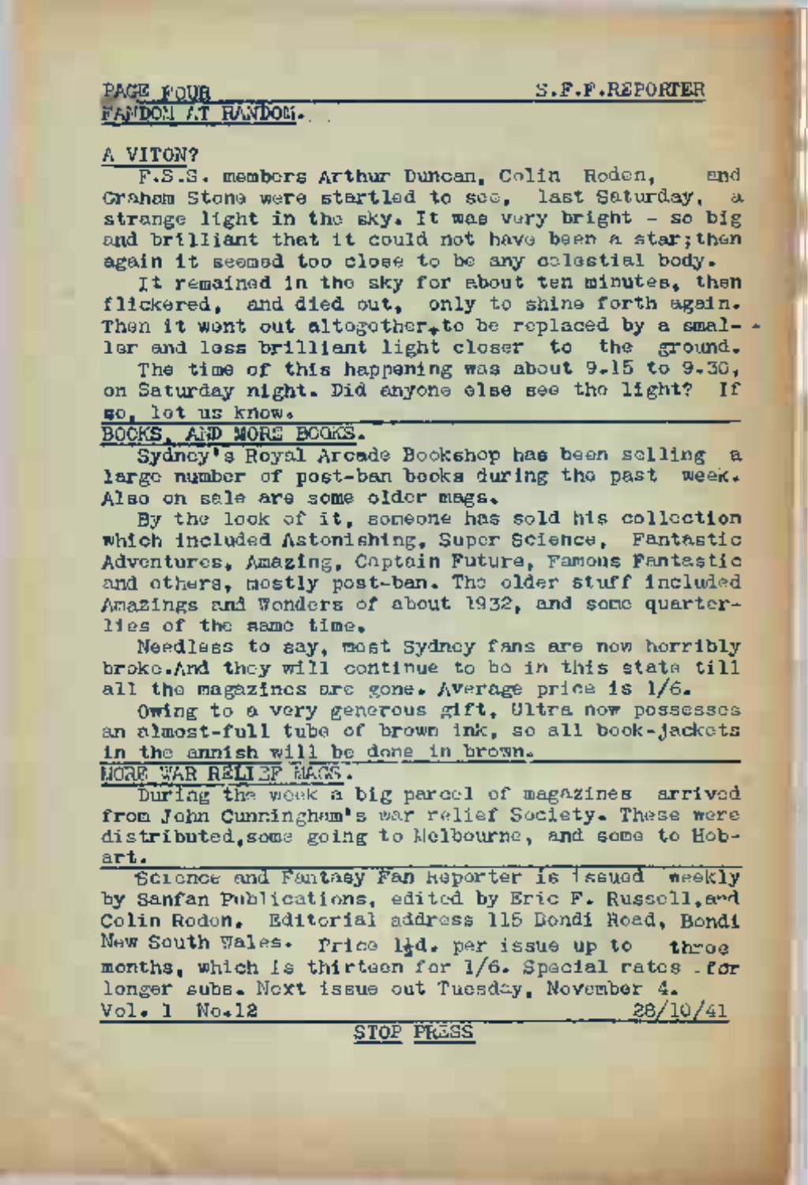## FANDOM AT RANDOM.

### A VITON?

F.S.S. members Arthur Duncan, Colin Roden, and Graham Stone were startled to see, last Saturday, a strange light in the sky. It was very bright – so big and brilliant that it could not have been a star; then again it seemed too close to be any celestial body.

It remained in the sky for about ten minutes, then flickered, and died out, only to shine forth again. Then it went out altogether, to be replaced by a smaller and less brilliant light closer to the ground.

The time of this happening was about 9.15 to 9.30, on Saturday night. Did anyone else see the light? If so, let us know.

### BOOKS, AND MORE BOOKS.

Sydney's Royal Arcade Bookshop has been selling a large number of post-ban books during the past week. Also on sale are some older mags.

By the look of it, someone has sold his collection which included Astonishing, Super Science, Fantastic Adventures, Amazing, Captain Future, Famous Fantastic and others, mostly post-ban. The older stuff included Amazings and Wonders of about 1932, and some quarterlies of the same time.

Needless to say, most Sydney fans are now horribly broke. And they will continue to be in this state till all the magazines are gone. Average price is 1/6.

Owing to a very generous gift, Ultra now possesses an almost-full tube of brown ink, so all book-jackets in the annish will be done in brown.

### MORE WAR RELIEF MAGS.

During the week a big parcel of magazines arrived from John Cunningham's war relief Society. These were distributed, some going to Melbourne, and some to Hobart.

---

Science and Fantasy Fan Reporter is issued weekly by Sanfan Publications, edited by Eric F. Russell, and Colin Roden. Editorial address 115 Bondi Road, Bondi New South Wales. Price 1½d. per issue up to three months, which is thirteen for 1/6. Special rates for longer subs. Next issue out Tuesday, November 4.

Vol. 1 No. 12 — 28/10/41

STOP PRESS